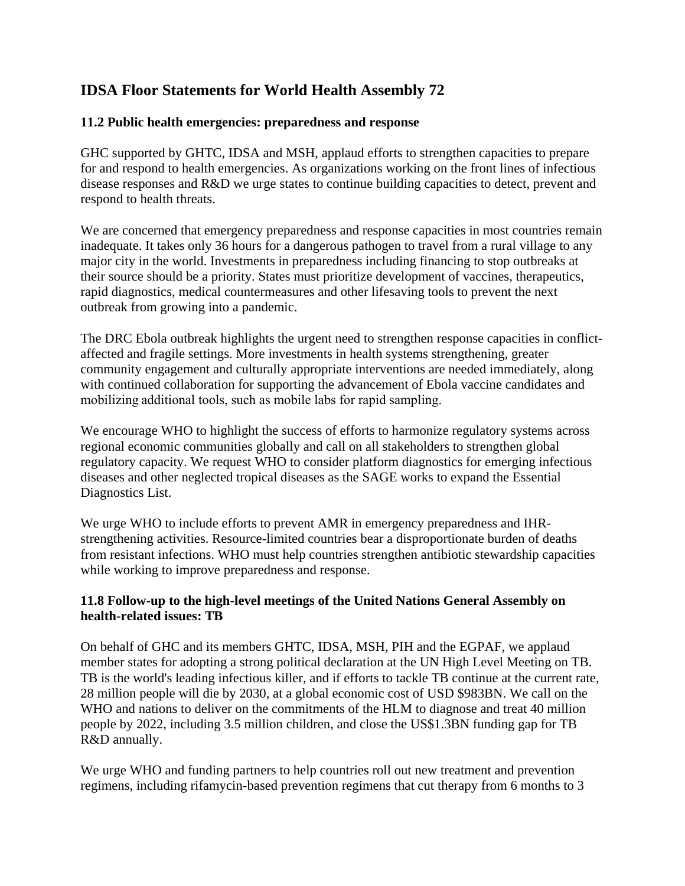# IDSA Floor Statements for World Health Assembly 72

### 11.2 Public health emergencies: preparedness and response

GHC supported by GHTC, IDSA and MSH, applaud efforts to strengthen capacities to prepare for and respond to health emergencies. As organizations working on the front lines of infectious disease responses and R&D we urge states to continue building capacities to detect, prevent and respond to health threats.

We are concerned that emergency preparedness and response capacities in most countries remain inadequate. It takes only 36 hours for a dangerous pathogen to travel from a rural village to any major city in the world. Investments in preparedness including financing to stop outbreaks at their source should be a priority. States must prioritize development of vaccines, therapeutics, rapid diagnostics, medical countermeasures and other lifesaving tools to prevent the next outbreak from growing into a pandemic.

The DRC Ebola outbreak highlights the urgent need to strengthen response capacities in conflict-affected and fragile settings. More investments in health systems strengthening, greater community engagement and culturally appropriate interventions are needed immediately, along with continued collaboration for supporting the advancement of Ebola vaccine candidates and mobilizing additional tools, such as mobile labs for rapid sampling.

We encourage WHO to highlight the success of efforts to harmonize regulatory systems across regional economic communities globally and call on all stakeholders to strengthen global regulatory capacity. We request WHO to consider platform diagnostics for emerging infectious diseases and other neglected tropical diseases as the SAGE works to expand the Essential Diagnostics List.

We urge WHO to include efforts to prevent AMR in emergency preparedness and IHR-strengthening activities. Resource-limited countries bear a disproportionate burden of deaths from resistant infections. WHO must help countries strengthen antibiotic stewardship capacities while working to improve preparedness and response.

### 11.8 Follow-up to the high-level meetings of the United Nations General Assembly on health-related issues: TB

On behalf of GHC and its members GHTC, IDSA, MSH, PIH and the EGPAF, we applaud member states for adopting a strong political declaration at the UN High Level Meeting on TB. TB is the world's leading infectious killer, and if efforts to tackle TB continue at the current rate, 28 million people will die by 2030, at a global economic cost of USD $983BN. We call on the WHO and nations to deliver on the commitments of the HLM to diagnose and treat 40 million people by 2022, including 3.5 million children, and close the US$1.3BN funding gap for TB R&D annually.

We urge WHO and funding partners to help countries roll out new treatment and prevention regimens, including rifamycin-based prevention regimens that cut therapy from 6 months to 3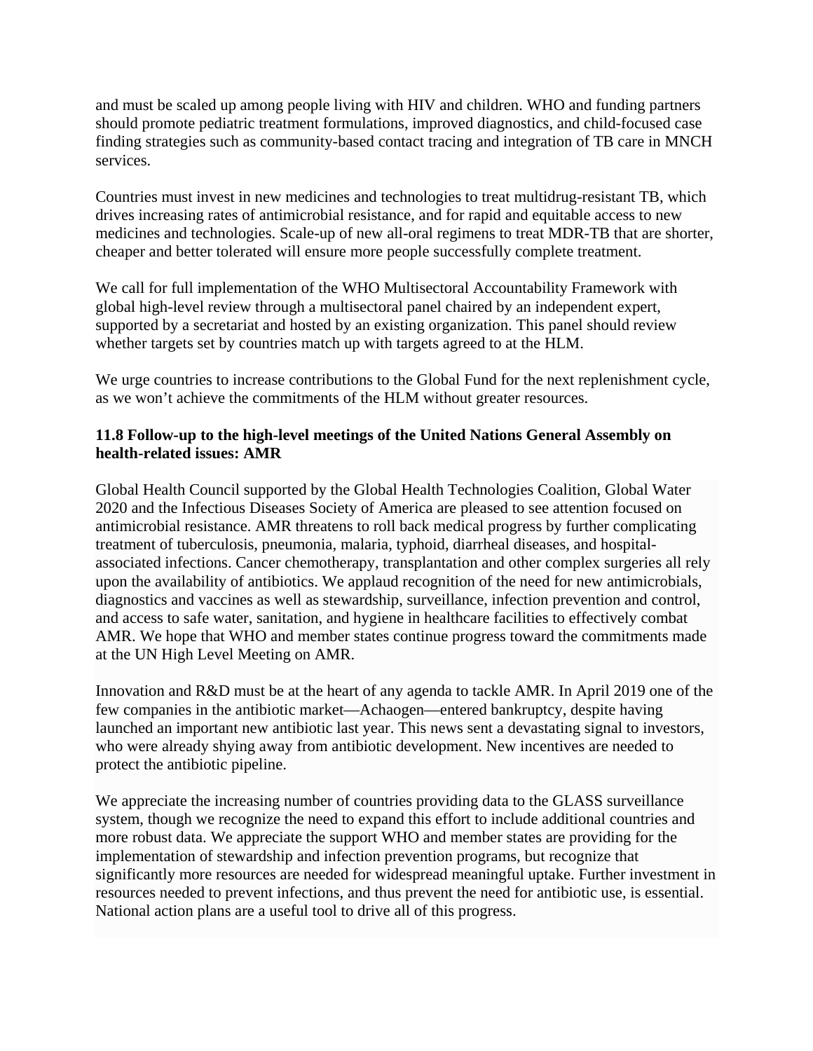and must be scaled up among people living with HIV and children. WHO and funding partners should promote pediatric treatment formulations, improved diagnostics, and child-focused case finding strategies such as community-based contact tracing and integration of TB care in MNCH services.

Countries must invest in new medicines and technologies to treat multidrug-resistant TB, which drives increasing rates of antimicrobial resistance, and for rapid and equitable access to new medicines and technologies. Scale-up of new all-oral regimens to treat MDR-TB that are shorter, cheaper and better tolerated will ensure more people successfully complete treatment.

We call for full implementation of the WHO Multisectoral Accountability Framework with global high-level review through a multisectoral panel chaired by an independent expert, supported by a secretariat and hosted by an existing organization. This panel should review whether targets set by countries match up with targets agreed to at the HLM.

We urge countries to increase contributions to the Global Fund for the next replenishment cycle, as we won't achieve the commitments of the HLM without greater resources.

**11.8 Follow-up to the high-level meetings of the United Nations General Assembly on health-related issues: AMR**

Global Health Council supported by the Global Health Technologies Coalition, Global Water 2020 and the Infectious Diseases Society of America are pleased to see attention focused on antimicrobial resistance. AMR threatens to roll back medical progress by further complicating treatment of tuberculosis, pneumonia, malaria, typhoid, diarrheal diseases, and hospital-associated infections. Cancer chemotherapy, transplantation and other complex surgeries all rely upon the availability of antibiotics. We applaud recognition of the need for new antimicrobials, diagnostics and vaccines as well as stewardship, surveillance, infection prevention and control, and access to safe water, sanitation, and hygiene in healthcare facilities to effectively combat AMR. We hope that WHO and member states continue progress toward the commitments made at the UN High Level Meeting on AMR.

Innovation and R&D must be at the heart of any agenda to tackle AMR. In April 2019 one of the few companies in the antibiotic market—Achaogen—entered bankruptcy, despite having launched an important new antibiotic last year. This news sent a devastating signal to investors, who were already shying away from antibiotic development. New incentives are needed to protect the antibiotic pipeline.

We appreciate the increasing number of countries providing data to the GLASS surveillance system, though we recognize the need to expand this effort to include additional countries and more robust data. We appreciate the support WHO and member states are providing for the implementation of stewardship and infection prevention programs, but recognize that significantly more resources are needed for widespread meaningful uptake. Further investment in resources needed to prevent infections, and thus prevent the need for antibiotic use, is essential. National action plans are a useful tool to drive all of this progress.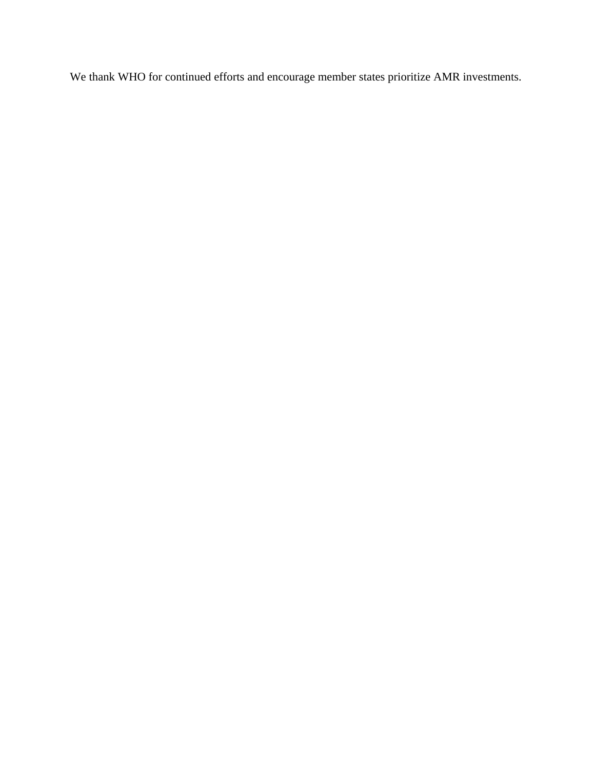We thank WHO for continued efforts and encourage member states prioritize AMR investments.